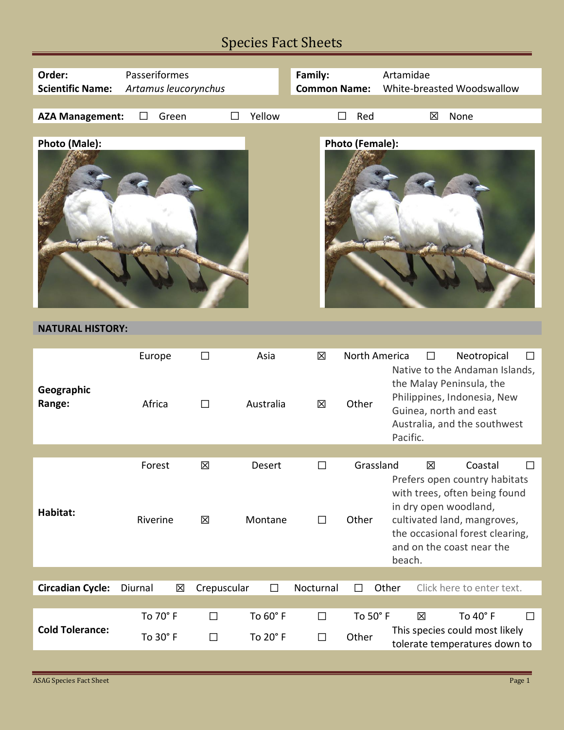# Species Fact Sheets

| | | | |
|---|---|---|---|
| **Order:** | Passeriformes | **Family:** | Artamidae |
| **Scientific Name:** | *Artamus leucorynchus* | **Common Name:** | White-breasted Woodswallow |

**AZA Management:** ☐ Green ☐ Yellow ☐ Red ☒ None

**Photo (Male):**

**Photo (Female):**

## NATURAL HISTORY:

| | | | | | | | | |
|---|---|---|---|---|---|---|---|---|
| **Geographic Range:** | Europe | ☐ | Asia | ☒ | North America | ☐ | Neotropical | ☐ |
| | Africa | ☐ | Australia | ☒ | Other | Native to the Andaman Islands, the Malay Peninsula, the Philippines, Indonesia, New Guinea, north and east Australia, and the southwest Pacific. | | |

| | | | | | | | | |
|---|---|---|---|---|---|---|---|---|
| **Habitat:** | Forest | ☒ | Desert | ☐ | Grassland | ☒ | Coastal | ☐ |
| | Riverine | ☒ | Montane | ☐ | Other | Prefers open country habitats with trees, often being found in dry open woodland, cultivated land, mangroves, the occasional forest clearing, and on the coast near the beach. | | |

**Circadian Cycle:** Diurnal ☒ Crepuscular ☐ Nocturnal ☐ Other Click here to enter text.

| | | | | | | | | |
|---|---|---|---|---|---|---|---|---|
| **Cold Tolerance:** | To 70° F | ☐ | To 60° F | ☐ | To 50° F | ☒ | To 40° F | ☐ |
| | To 30° F | ☐ | To 20° F | ☐ | Other | This species could most likely tolerate temperatures down to | | |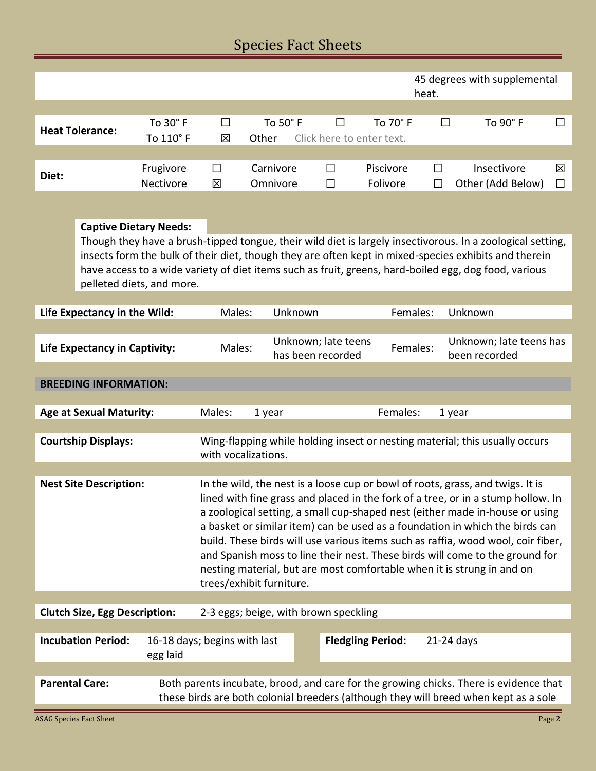| | |
|---|---|
| | 45 degrees with supplemental heat. |

| **Heat Tolerance:** | To 30° F | ☐ | To 50° F | ☐ | To 70° F | ☐ | To 90° F | ☐ |
|---|---|---|---|---|---|---|---|---|
| | To 110° F | ☒ | Other | Click here to enter text. | | | | |

| **Diet:** | Frugivore | ☐ | Carnivore | ☐ | Piscivore | ☐ | Insectivore | ☒ |
|---|---|---|---|---|---|---|---|---|
| | Nectivore | ☒ | Omnivore | ☐ | Folivore | ☐ | Other (Add Below) | ☐ |

**Captive Dietary Needs:**
Though they have a brush-tipped tongue, their wild diet is largely insectivorous. In a zoological setting, insects form the bulk of their diet, though they are often kept in mixed-species exhibits and therein have access to a wide variety of diet items such as fruit, greens, hard-boiled egg, dog food, various pelleted diets, and more.

| **Life Expectancy in the Wild:** | Males: | Unknown | Females: | Unknown |
|---|---|---|---|---|
| **Life Expectancy in Captivity:** | Males: | Unknown; late teens has been recorded | Females: | Unknown; late teens has been recorded |

## BREEDING INFORMATION:

| **Age at Sexual Maturity:** | Males: | 1 year | Females: | 1 year |
|---|---|---|---|---|

**Courtship Displays:** Wing-flapping while holding insect or nesting material; this usually occurs with vocalizations.

**Nest Site Description:** In the wild, the nest is a loose cup or bowl of roots, grass, and twigs. It is lined with fine grass and placed in the fork of a tree, or in a stump hollow. In a zoological setting, a small cup-shaped nest (either made in-house or using a basket or similar item) can be used as a foundation in which the birds can build. These birds will use various items such as raffia, wood wool, coir fiber, and Spanish moss to line their nest. These birds will come to the ground for nesting material, but are most comfortable when it is strung in and on trees/exhibit furniture.

**Clutch Size, Egg Description:** 2-3 eggs; beige, with brown speckling

| **Incubation Period:** | 16-18 days; begins with last egg laid | **Fledgling Period:** | 21-24 days |
|---|---|---|---|

**Parental Care:** Both parents incubate, brood, and care for the growing chicks. There is evidence that these birds are both colonial breeders (although they will breed when kept as a sole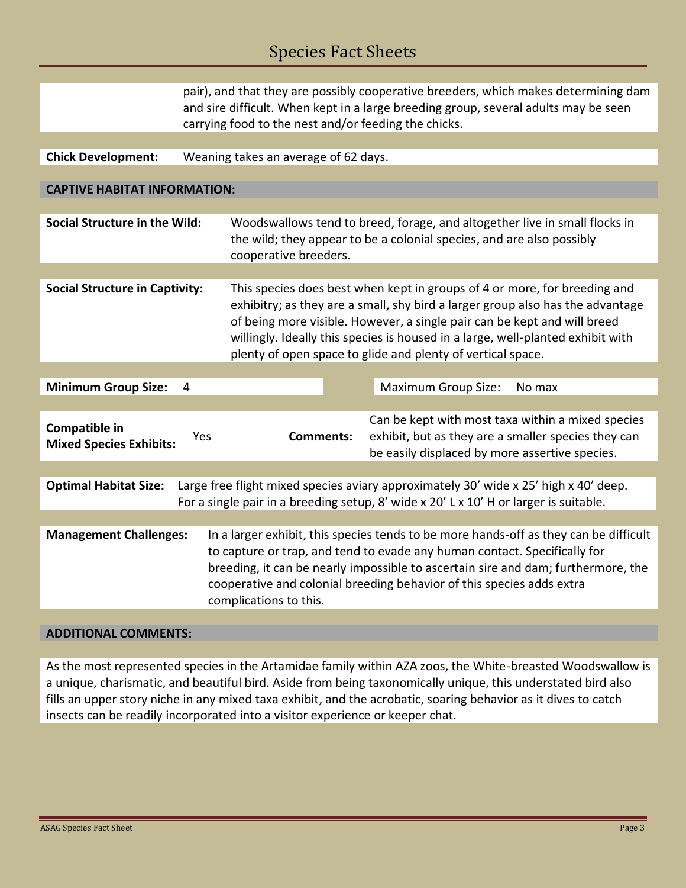pair), and that they are possibly cooperative breeders, which makes determining dam and sire difficult. When kept in a large breeding group, several adults may be seen carrying food to the nest and/or feeding the chicks.

**Chick Development:** Weaning takes an average of 62 days.

## CAPTIVE HABITAT INFORMATION:

**Social Structure in the Wild:** Woodswallows tend to breed, forage, and altogether live in small flocks in the wild; they appear to be a colonial species, and are also possibly cooperative breeders.

**Social Structure in Captivity:** This species does best when kept in groups of 4 or more, for breeding and exhibitry; as they are a small, shy bird a larger group also has the advantage of being more visible. However, a single pair can be kept and will breed willingly. Ideally this species is housed in a large, well-planted exhibit with plenty of open space to glide and plenty of vertical space.

**Minimum Group Size:** 4

Maximum Group Size: No max

**Compatible in Mixed Species Exhibits:** Yes

**Comments:** Can be kept with most taxa within a mixed species exhibit, but as they are a smaller species they can be easily displaced by more assertive species.

**Optimal Habitat Size:** Large free flight mixed species aviary approximately 30' wide x 25' high x 40' deep. For a single pair in a breeding setup, 8' wide x 20' L x 10' H or larger is suitable.

**Management Challenges:** In a larger exhibit, this species tends to be more hands-off as they can be difficult to capture or trap, and tend to evade any human contact. Specifically for breeding, it can be nearly impossible to ascertain sire and dam; furthermore, the cooperative and colonial breeding behavior of this species adds extra complications to this.

## ADDITIONAL COMMENTS:

As the most represented species in the Artamidae family within AZA zoos, the White-breasted Woodswallow is a unique, charismatic, and beautiful bird. Aside from being taxonomically unique, this understated bird also fills an upper story niche in any mixed taxa exhibit, and the acrobatic, soaring behavior as it dives to catch insects can be readily incorporated into a visitor experience or keeper chat.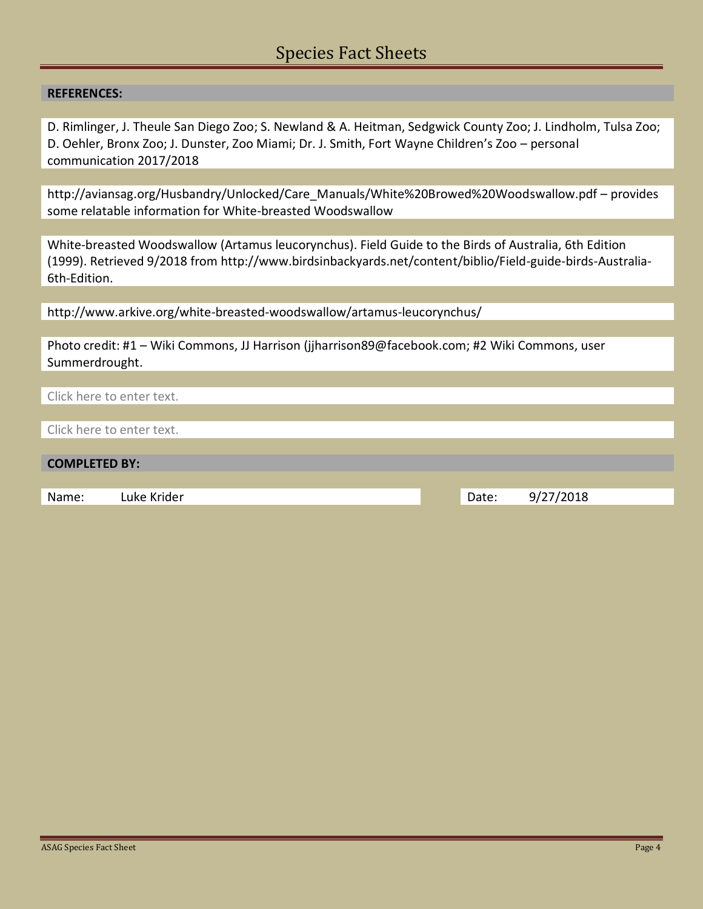# Species Fact Sheets

**REFERENCES:**

D. Rimlinger, J. Theule San Diego Zoo; S. Newland & A. Heitman, Sedgwick County Zoo; J. Lindholm, Tulsa Zoo; D. Oehler, Bronx Zoo; J. Dunster, Zoo Miami; Dr. J. Smith, Fort Wayne Children's Zoo – personal communication 2017/2018

http://aviansag.org/Husbandry/Unlocked/Care_Manuals/White%20Browed%20Woodswallow.pdf – provides some relatable information for White-breasted Woodswallow

White-breasted Woodswallow (Artamus leucorynchus). Field Guide to the Birds of Australia, 6th Edition (1999). Retrieved 9/2018 from http://www.birdsinbackyards.net/content/biblio/Field-guide-birds-Australia-6th-Edition.

http://www.arkive.org/white-breasted-woodswallow/artamus-leucorynchus/

Photo credit: #1 – Wiki Commons, JJ Harrison (jjharrison89@facebook.com; #2 Wiki Commons, user Summerdrought.

Click here to enter text.

Click here to enter text.

**COMPLETED BY:**

Name: Luke Krider

Date: 9/27/2018